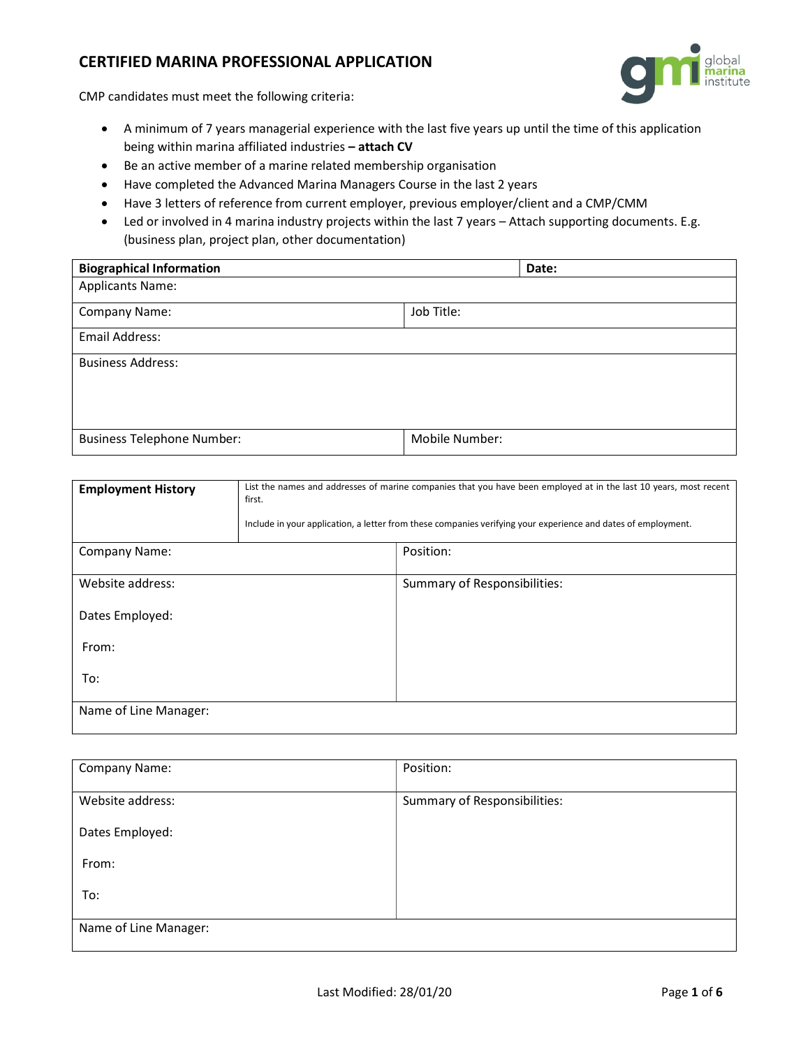# CERTIFIED MARINA PROFESSIONAL APPLICATION

CMP candidates must meet the following criteria:

- A minimum of 7 years managerial experience with the last five years up until the time of this application being within marina affiliated industries **– attach CV**
- Be an active member of a marine related membership organisation
- Have completed the Advanced Marina Managers Course in the last 2 years
- Have 3 letters of reference from current employer, previous employer/client and a CMP/CMM
- Led or involved in 4 marina industry projects within the last 7 years – Attach supporting documents. E.g. (business plan, project plan, other documentation)

| **Biographical Information** | | **Date:** |
|---|---|---|
| Applicants Name: | | |
| Company Name: | Job Title: | |
| Email Address: | | |
| Business Address: | | |
| Business Telephone Number: | Mobile Number: | |

| **Employment History** | List the names and addresses of marine companies that you have been employed at in the last 10 years, most recent first.<br><br>Include in your application, a letter from these companies verifying your experience and dates of employment. |
|---|---|
| Company Name: | Position: |
| Website address:<br><br>Dates Employed:<br><br>From:<br><br>To: | Summary of Responsibilities: |
| Name of Line Manager: | |

| Company Name: | Position: |
|---|---|
| Website address:<br><br>Dates Employed:<br><br>From:<br><br>To: | Summary of Responsibilities: |
| Name of Line Manager: | |

Last Modified: 28/01/20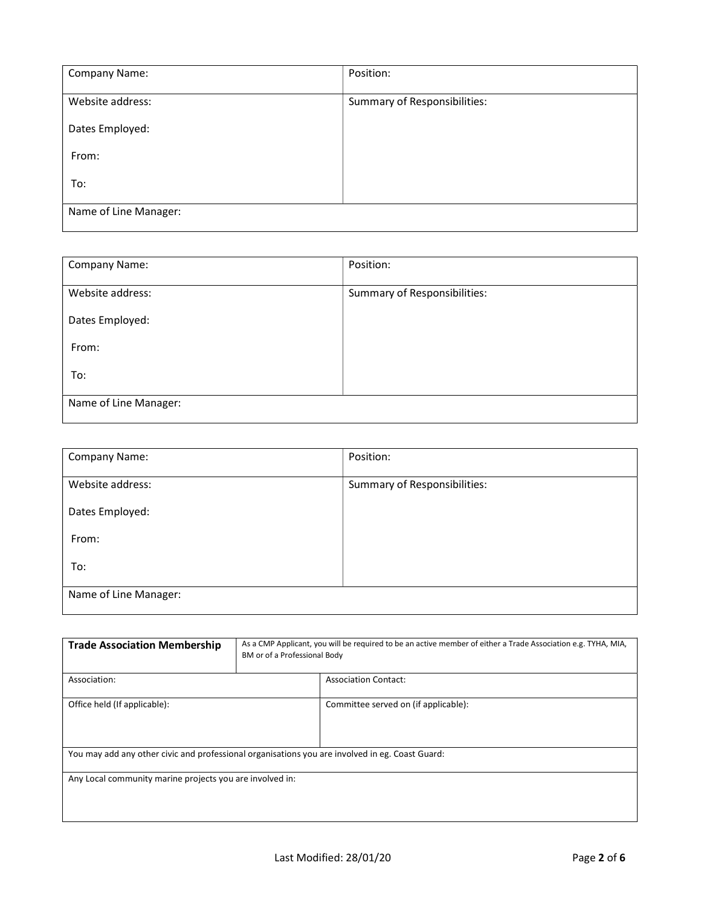| Company Name: | Position: |
|---|---|
| Website address:<br><br>Dates Employed:<br><br>From:<br><br>To: | Summary of Responsibilities: |
| Name of Line Manager: | |

| Company Name: | Position: |
|---|---|
| Website address:<br><br>Dates Employed:<br><br>From:<br><br>To: | Summary of Responsibilities: |
| Name of Line Manager: | |

| Company Name: | Position: |
|---|---|
| Website address:<br><br>Dates Employed:<br><br>From:<br><br>To: | Summary of Responsibilities: |
| Name of Line Manager: | |

| **Trade Association Membership** | As a CMP Applicant, you will be required to be an active member of either a Trade Association e.g. TYHA, MIA, BM or of a Professional Body |
|---|---|
| Association: | Association Contact: |
| Office held (If applicable): | Committee served on (if applicable): |
| You may add any other civic and professional organisations you are involved in eg. Coast Guard: | |
| Any Local community marine projects you are involved in: | |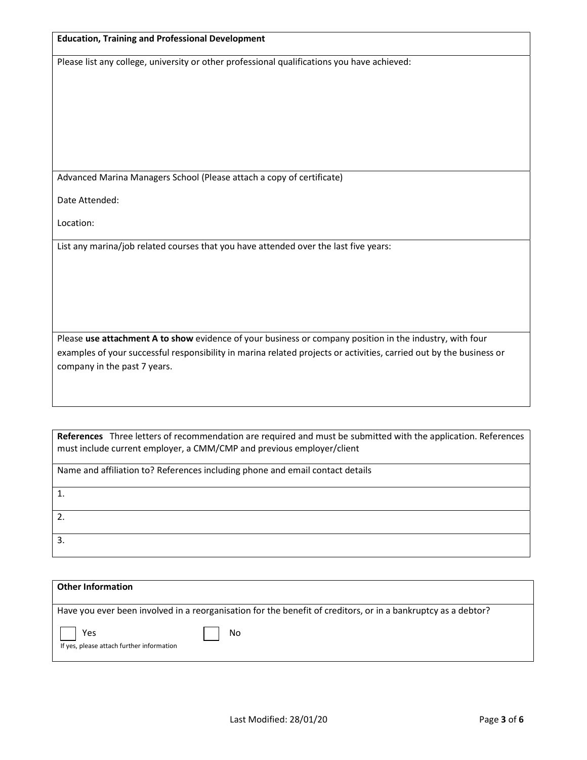## Education, Training and Professional Development

Please list any college, university or other professional qualifications you have achieved:

Advanced Marina Managers School (Please attach a copy of certificate)

Date Attended:

Location:

List any marina/job related courses that you have attended over the last five years:

Please **use attachment A to show** evidence of your business or company position in the industry, with four examples of your successful responsibility in marina related projects or activities, carried out by the business or company in the past 7 years.

## References

**References** Three letters of recommendation are required and must be submitted with the application. References must include current employer, a CMM/CMP and previous employer/client

| Name and affiliation to? References including phone and email contact details |
| --- |
| 1. |
| 2. |
| 3. |

## Other Information

Have you ever been involved in a reorganisation for the benefit of creditors, or in a bankruptcy as a debtor?

☐ Yes ☐ No

If yes, please attach further information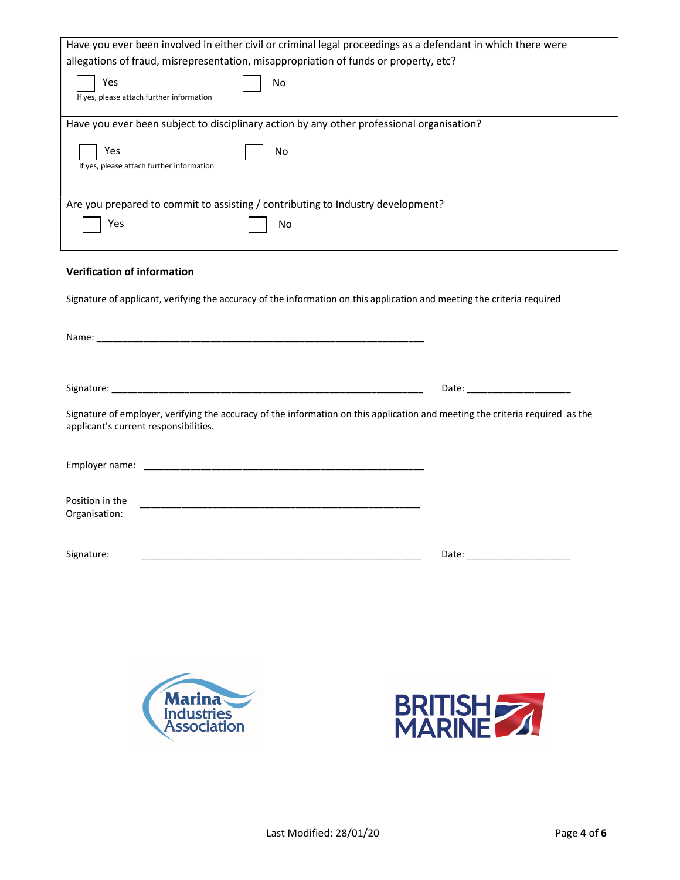Have you ever been involved in either civil or criminal legal proceedings as a defendant in which there were allegations of fraud, misrepresentation, misappropriation of funds or property, etc?

☐ Yes ☐ No

If yes, please attach further information

Have you ever been subject to disciplinary action by any other professional organisation?

☐ Yes ☐ No

If yes, please attach further information

Are you prepared to commit to assisting / contributing to Industry development?

☐ Yes ☐ No

**Verification of information**

Signature of applicant, verifying the accuracy of the information on this application and meeting the criteria required

Name: ________________________________________________________________

Signature: _____________________________________________________________ Date: ____________________

Signature of employer, verifying the accuracy of the information on this application and meeting the criteria required as the applicant's current responsibilities.

Employer name: ________________________________________________________

Position in the Organisation: ________________________________________________________

Signature: ________________________________________________________ Date: ____________________

Last Modified: 28/01/20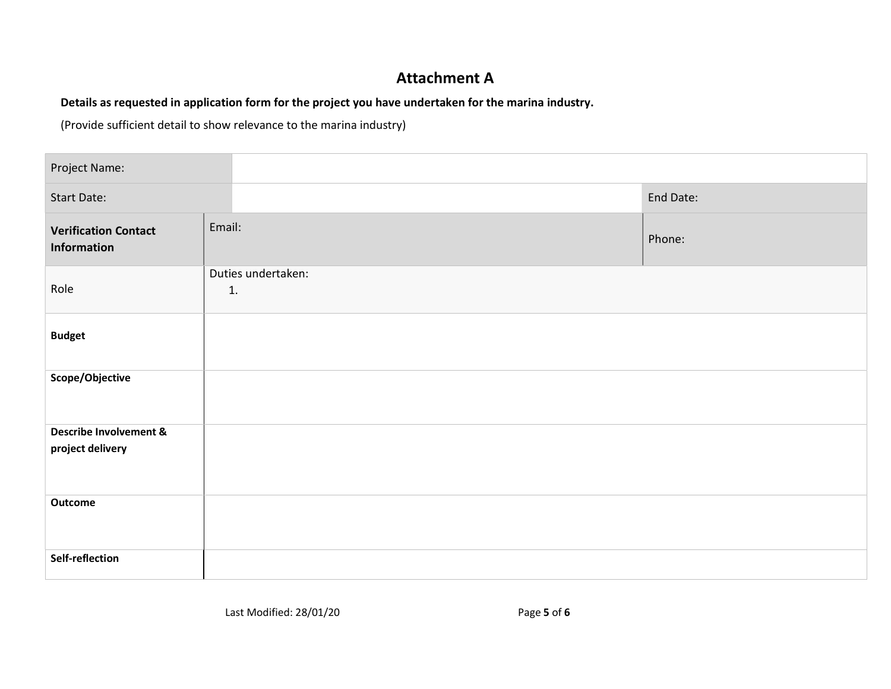# Attachment A

**Details as requested in application form for the project you have undertaken for the marina industry.**

(Provide sufficient detail to show relevance to the marina industry)

| Project Name: | | |
|---|---|---|
| Start Date: | | End Date: |
| **Verification Contact Information** | Email: | Phone: |
| Role | Duties undertaken:<br>1. | |
| **Budget** | | |
| **Scope/Objective** | | |
| **Describe Involvement & project delivery** | | |
| **Outcome** | | |
| **Self-reflection** | | |

Last Modified: 28/01/20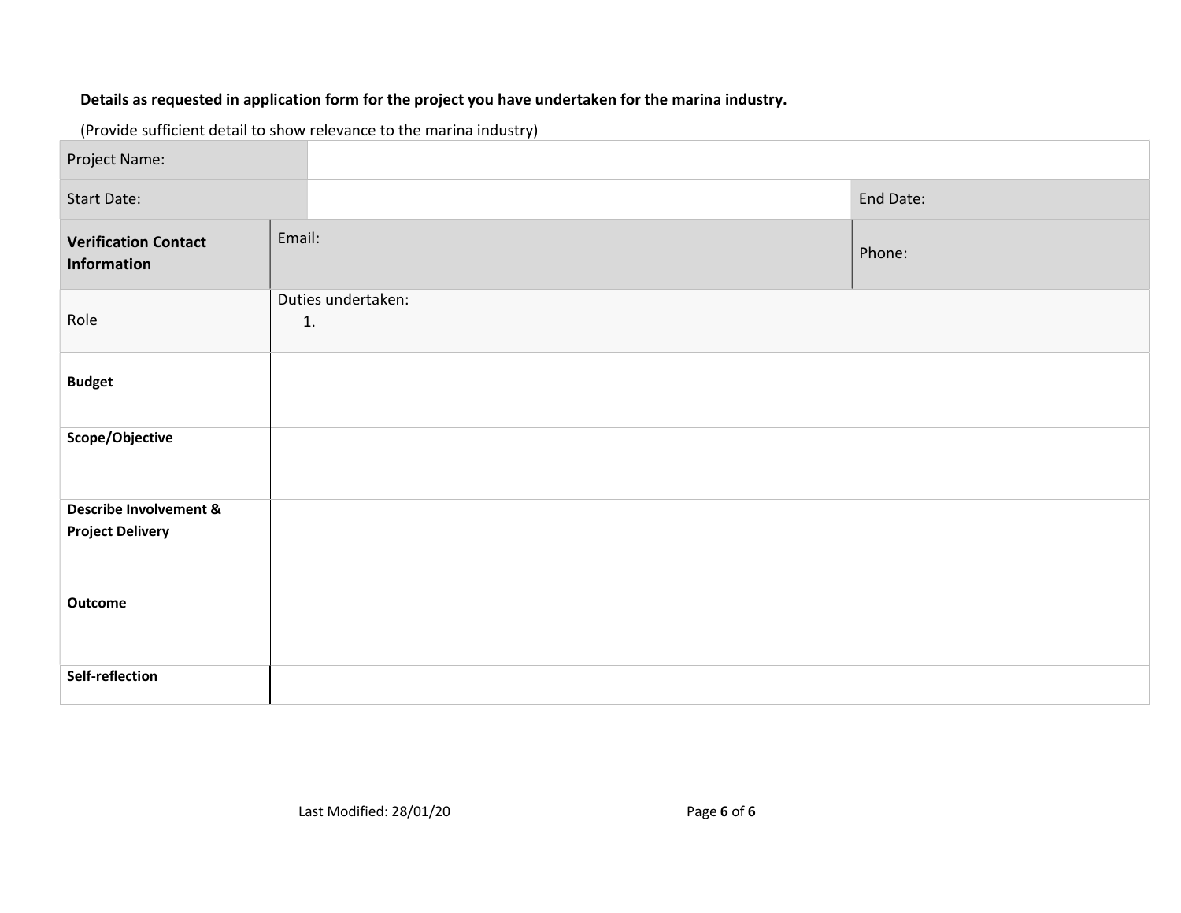**Details as requested in application form for the project you have undertaken for the marina industry.**

(Provide sufficient detail to show relevance to the marina industry)

| | | |
|---|---|---|
| Project Name: | | |
| Start Date: | | End Date: |
| **Verification Contact Information** | Email: | Phone: |
| Role | Duties undertaken: 1. | |
| **Budget** | | |
| **Scope/Objective** | | |
| **Describe Involvement & Project Delivery** | | |
| **Outcome** | | |
| **Self-reflection** | | |

Last Modified: 28/01/20